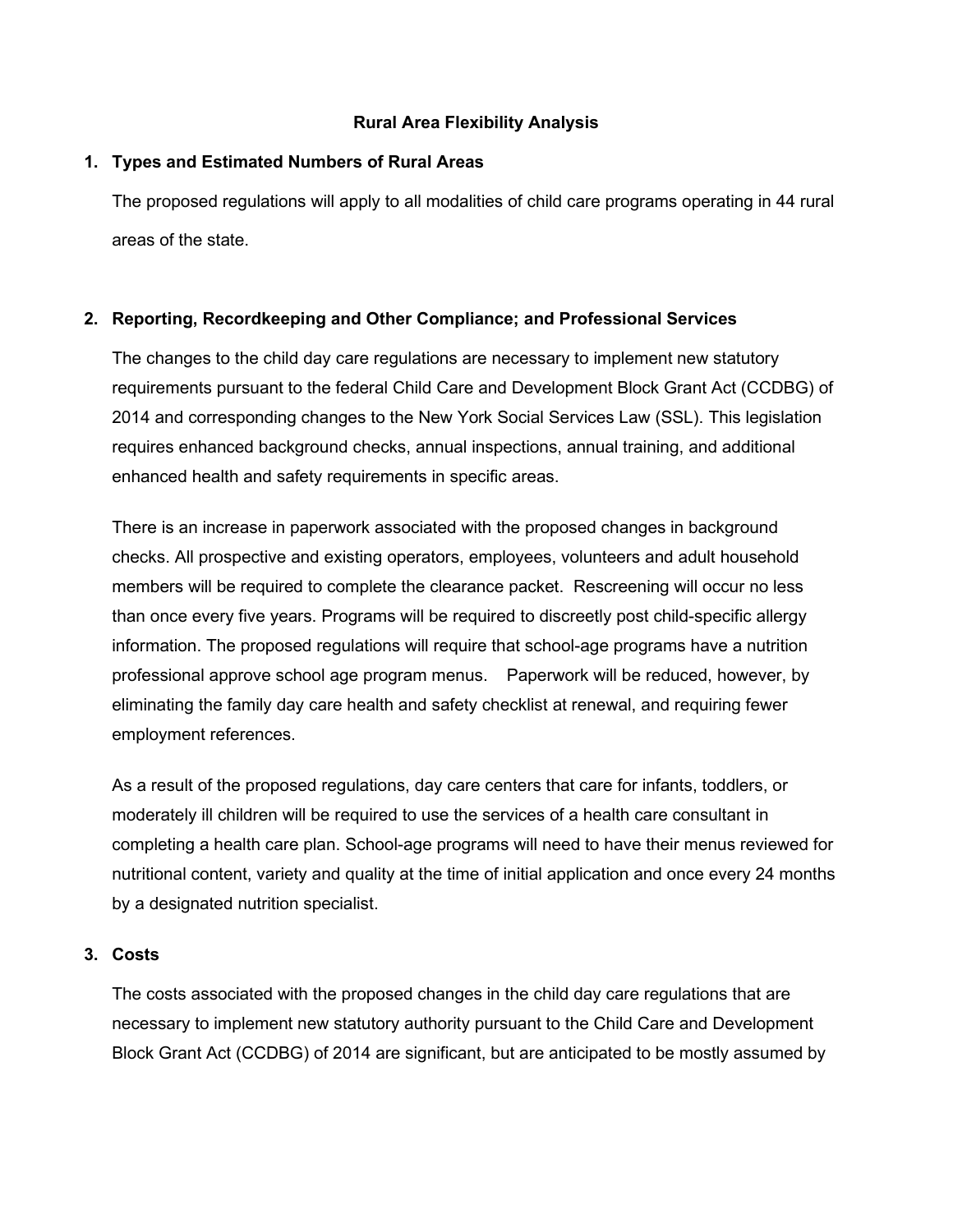# Rural Area Flexibility Analysis

## 1. Types and Estimated Numbers of Rural Areas

The proposed regulations will apply to all modalities of child care programs operating in 44 rural areas of the state.

## 2. Reporting, Recordkeeping and Other Compliance; and Professional Services

The changes to the child day care regulations are necessary to implement new statutory requirements pursuant to the federal Child Care and Development Block Grant Act (CCDBG) of 2014 and corresponding changes to the New York Social Services Law (SSL). This legislation requires enhanced background checks, annual inspections, annual training, and additional enhanced health and safety requirements in specific areas.

There is an increase in paperwork associated with the proposed changes in background checks. All prospective and existing operators, employees, volunteers and adult household members will be required to complete the clearance packet. Rescreening will occur no less than once every five years. Programs will be required to discreetly post child-specific allergy information. The proposed regulations will require that school-age programs have a nutrition professional approve school age program menus. Paperwork will be reduced, however, by eliminating the family day care health and safety checklist at renewal, and requiring fewer employment references.

As a result of the proposed regulations, day care centers that care for infants, toddlers, or moderately ill children will be required to use the services of a health care consultant in completing a health care plan. School-age programs will need to have their menus reviewed for nutritional content, variety and quality at the time of initial application and once every 24 months by a designated nutrition specialist.

## 3. Costs

The costs associated with the proposed changes in the child day care regulations that are necessary to implement new statutory authority pursuant to the Child Care and Development Block Grant Act (CCDBG) of 2014 are significant, but are anticipated to be mostly assumed by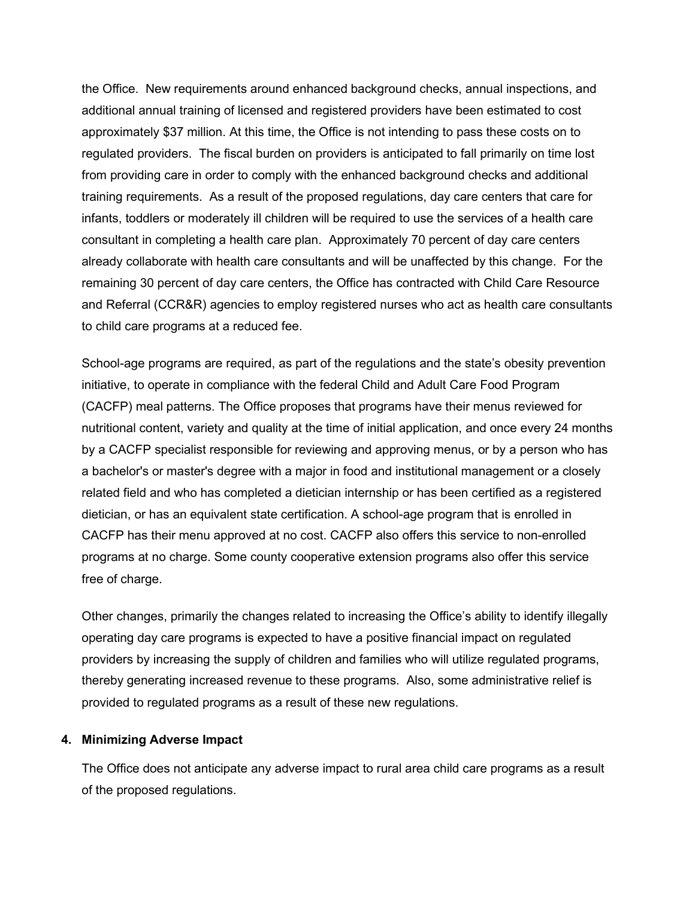the Office. New requirements around enhanced background checks, annual inspections, and additional annual training of licensed and registered providers have been estimated to cost approximately $37 million. At this time, the Office is not intending to pass these costs on to regulated providers. The fiscal burden on providers is anticipated to fall primarily on time lost from providing care in order to comply with the enhanced background checks and additional training requirements. As a result of the proposed regulations, day care centers that care for infants, toddlers or moderately ill children will be required to use the services of a health care consultant in completing a health care plan. Approximately 70 percent of day care centers already collaborate with health care consultants and will be unaffected by this change. For the remaining 30 percent of day care centers, the Office has contracted with Child Care Resource and Referral (CCR&R) agencies to employ registered nurses who act as health care consultants to child care programs at a reduced fee.

School-age programs are required, as part of the regulations and the state's obesity prevention initiative, to operate in compliance with the federal Child and Adult Care Food Program (CACFP) meal patterns. The Office proposes that programs have their menus reviewed for nutritional content, variety and quality at the time of initial application, and once every 24 months by a CACFP specialist responsible for reviewing and approving menus, or by a person who has a bachelor's or master's degree with a major in food and institutional management or a closely related field and who has completed a dietician internship or has been certified as a registered dietician, or has an equivalent state certification. A school-age program that is enrolled in CACFP has their menu approved at no cost. CACFP also offers this service to non-enrolled programs at no charge. Some county cooperative extension programs also offer this service free of charge.

Other changes, primarily the changes related to increasing the Office's ability to identify illegally operating day care programs is expected to have a positive financial impact on regulated providers by increasing the supply of children and families who will utilize regulated programs, thereby generating increased revenue to these programs. Also, some administrative relief is provided to regulated programs as a result of these new regulations.

**4. Minimizing Adverse Impact**

The Office does not anticipate any adverse impact to rural area child care programs as a result of the proposed regulations.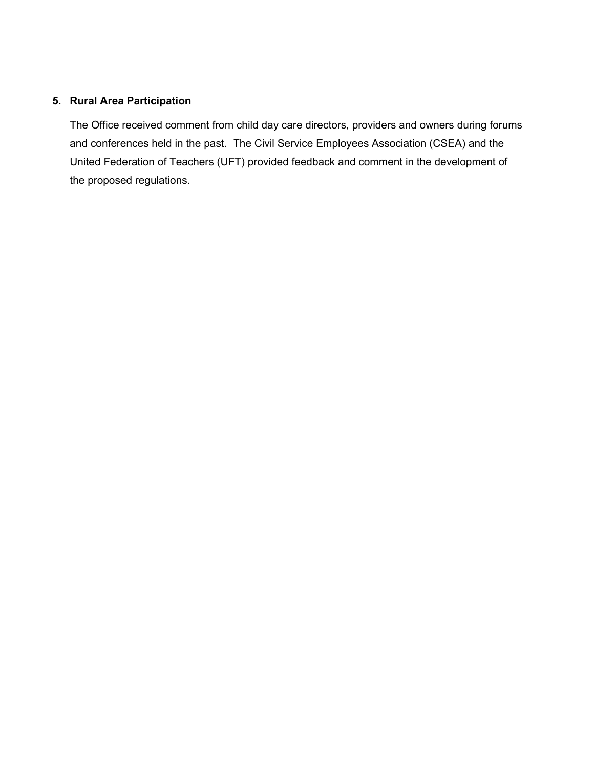**5. Rural Area Participation**

The Office received comment from child day care directors, providers and owners during forums and conferences held in the past.  The Civil Service Employees Association (CSEA) and the United Federation of Teachers (UFT) provided feedback and comment in the development of the proposed regulations.